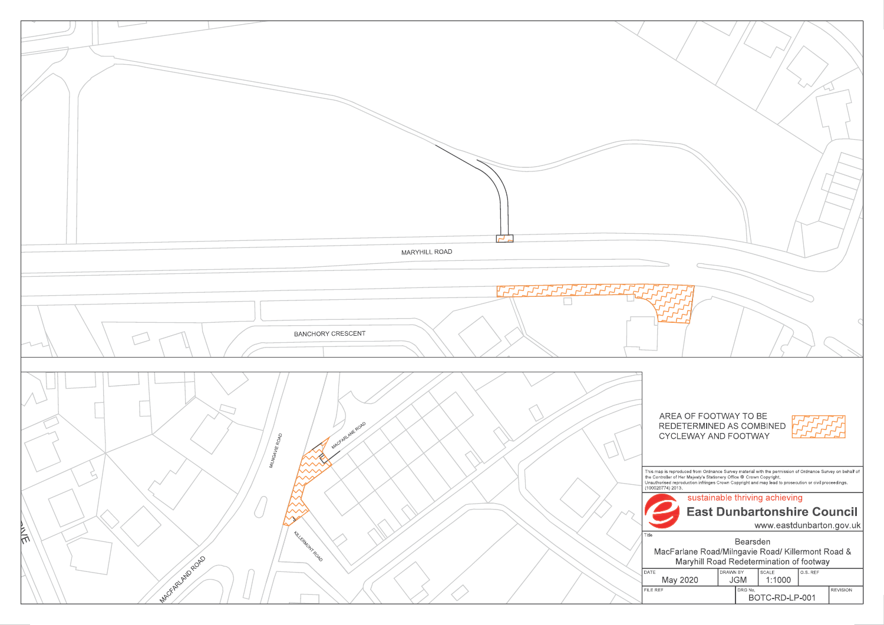MARYHILL ROAD

BANCHORY CRESCENT

MILNGAVIE ROAD

MACFARLANE ROAD

KILLERMONT ROAD

MACFARLAND ROAD

AREA OF FOOTWAY TO BE REDETERMINED AS COMBINED CYCLEWAY AND FOOTWAY

This map is reproduced from Ordnance Survey material with the permission of Ordnance Survey on behalf of the Controller of Her Majesty's Stationery Office © Crown Copyright. Unauthorised reproduction infringes Crown Copyright and may lead to prosecution or civil proceedings. (100020774) 2013.

sustainable thriving achieving

**East Dunbartonshire Council**

www.eastdunbarton.gov.uk

Title

Bearsden

MacFarlane Road/Milngavie Road/ Killermont Road & Maryhill Road Redetermination of footway

| DATE | DRAWN BY | SCALE | O.S. REF |
| --- | --- | --- | --- |
| May 2020 | JGM | 1:1000 | |

| FILE REF | DRG No. | REVISION |
| --- | --- | --- |
| | BOTC-RD-LP-001 | |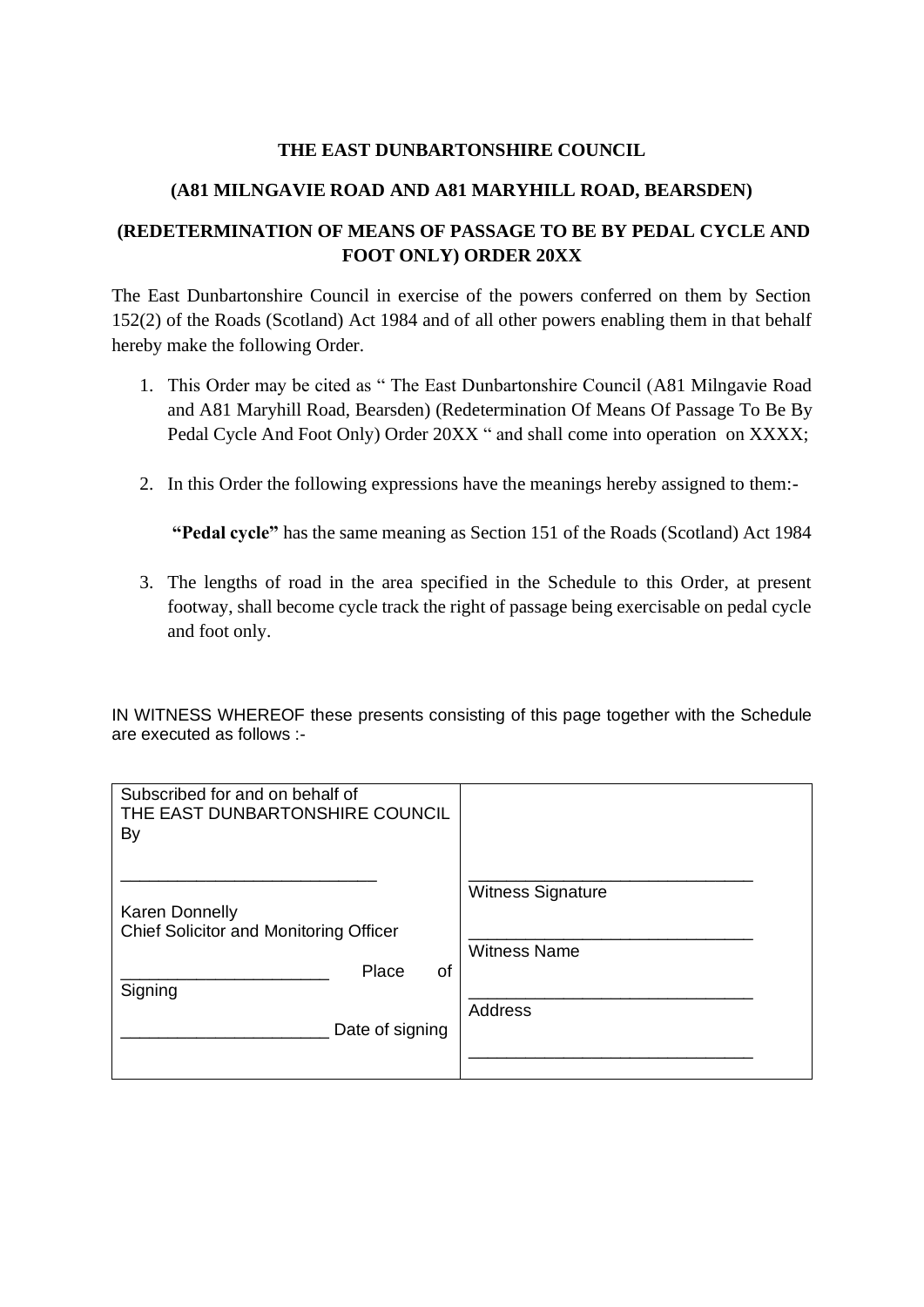**THE EAST DUNBARTONSHIRE COUNCIL**

**(A81 MILNGAVIE ROAD AND A81 MARYHILL ROAD, BEARSDEN)**

**(REDETERMINATION OF MEANS OF PASSAGE TO BE BY PEDAL CYCLE AND FOOT ONLY) ORDER 20XX**

The East Dunbartonshire Council in exercise of the powers conferred on them by Section 152(2) of the Roads (Scotland) Act 1984 and of all other powers enabling them in that behalf hereby make the following Order.

1. This Order may be cited as " The East Dunbartonshire Council (A81 Milngavie Road and A81 Maryhill Road, Bearsden) (Redetermination Of Means Of Passage To Be By Pedal Cycle And Foot Only) Order 20XX " and shall come into operation on XXXX;

2. In this Order the following expressions have the meanings hereby assigned to them:-

   **"Pedal cycle"** has the same meaning as Section 151 of the Roads (Scotland) Act 1984

3. The lengths of road in the area specified in the Schedule to this Order, at present footway, shall become cycle track the right of passage being exercisable on pedal cycle and foot only.

IN WITNESS WHEREOF these presents consisting of this page together with the Schedule are executed as follows :-

| Subscribed for and on behalf of THE EAST DUNBARTONSHIRE COUNCIL By | |
|---|---|
| ___________________________ | ______________________________ Witness Signature |
| Karen Donnelly Chief Solicitor and Monitoring Officer | ______________________________ Witness Name |
| ______________________ Place of Signing | ______________________________ Address |
| ______________________ Date of signing | ______________________________ |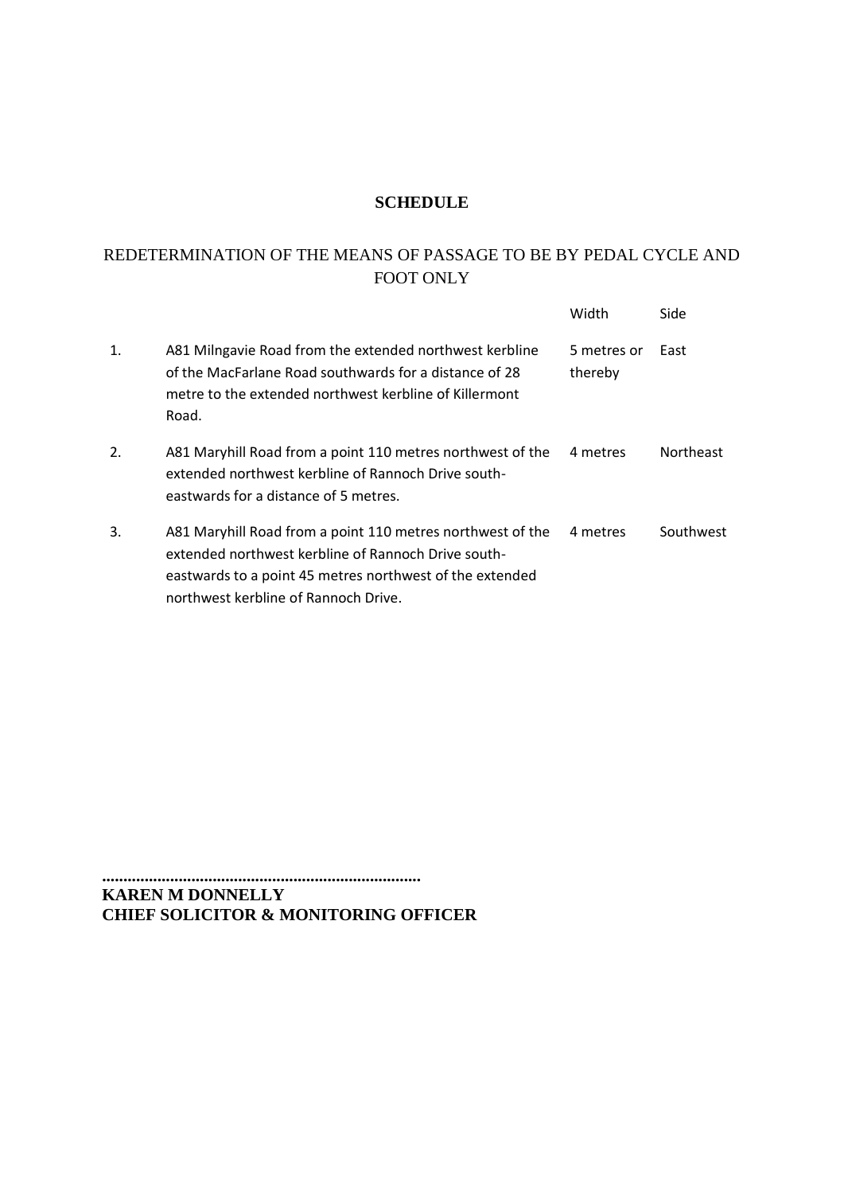**SCHEDULE**

REDETERMINATION OF THE MEANS OF PASSAGE TO BE BY PEDAL CYCLE AND FOOT ONLY

| | | Width | Side |
|---|---|---|---|
| 1. | A81 Milngavie Road from the extended northwest kerbline of the MacFarlane Road southwards for a distance of 28 metre to the extended northwest kerbline of Killermont Road. | 5 metres or thereby | East |
| 2. | A81 Maryhill Road from a point 110 metres northwest of the extended northwest kerbline of Rannoch Drive south-eastwards for a distance of 5 metres. | 4 metres | Northeast |
| 3. | A81 Maryhill Road from a point 110 metres northwest of the extended northwest kerbline of Rannoch Drive south-eastwards to a point 45 metres northwest of the extended northwest kerbline of Rannoch Drive. | 4 metres | Southwest |

............................................................................

**KAREN M DONNELLY**
**CHIEF SOLICITOR & MONITORING OFFICER**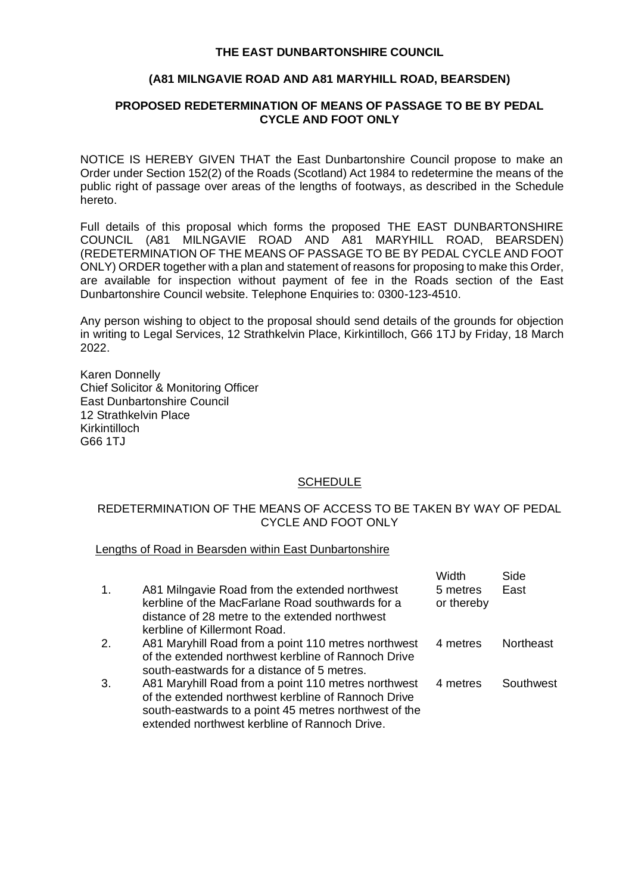**THE EAST DUNBARTONSHIRE COUNCIL**

**(A81 MILNGAVIE ROAD AND A81 MARYHILL ROAD, BEARSDEN)**

**PROPOSED REDETERMINATION OF MEANS OF PASSAGE TO BE BY PEDAL CYCLE AND FOOT ONLY**

NOTICE IS HEREBY GIVEN THAT the East Dunbartonshire Council propose to make an Order under Section 152(2) of the Roads (Scotland) Act 1984 to redetermine the means of the public right of passage over areas of the lengths of footways, as described in the Schedule hereto.

Full details of this proposal which forms the proposed THE EAST DUNBARTONSHIRE COUNCIL (A81 MILNGAVIE ROAD AND A81 MARYHILL ROAD, BEARSDEN) (REDETERMINATION OF THE MEANS OF PASSAGE TO BE BY PEDAL CYCLE AND FOOT ONLY) ORDER together with a plan and statement of reasons for proposing to make this Order, are available for inspection without payment of fee in the Roads section of the East Dunbartonshire Council website. Telephone Enquiries to: 0300-123-4510.

Any person wishing to object to the proposal should send details of the grounds for objection in writing to Legal Services, 12 Strathkelvin Place, Kirkintilloch, G66 1TJ by Friday, 18 March 2022.

Karen Donnelly
Chief Solicitor & Monitoring Officer
East Dunbartonshire Council
12 Strathkelvin Place
Kirkintilloch
G66 1TJ

<u>SCHEDULE</u>

REDETERMINATION OF THE MEANS OF ACCESS TO BE TAKEN BY WAY OF PEDAL CYCLE AND FOOT ONLY

<u>Lengths of Road in Bearsden within East Dunbartonshire</u>

| | | Width | Side |
|---|---|---|---|
| 1. | A81 Milngavie Road from the extended northwest kerbline of the MacFarlane Road southwards for a distance of 28 metre to the extended northwest kerbline of Killermont Road. | 5 metres or thereby | East |
| 2. | A81 Maryhill Road from a point 110 metres northwest of the extended northwest kerbline of Rannoch Drive south-eastwards for a distance of 5 metres. | 4 metres | Northeast |
| 3. | A81 Maryhill Road from a point 110 metres northwest of the extended northwest kerbline of Rannoch Drive south-eastwards to a point 45 metres northwest of the extended northwest kerbline of Rannoch Drive. | 4 metres | Southwest |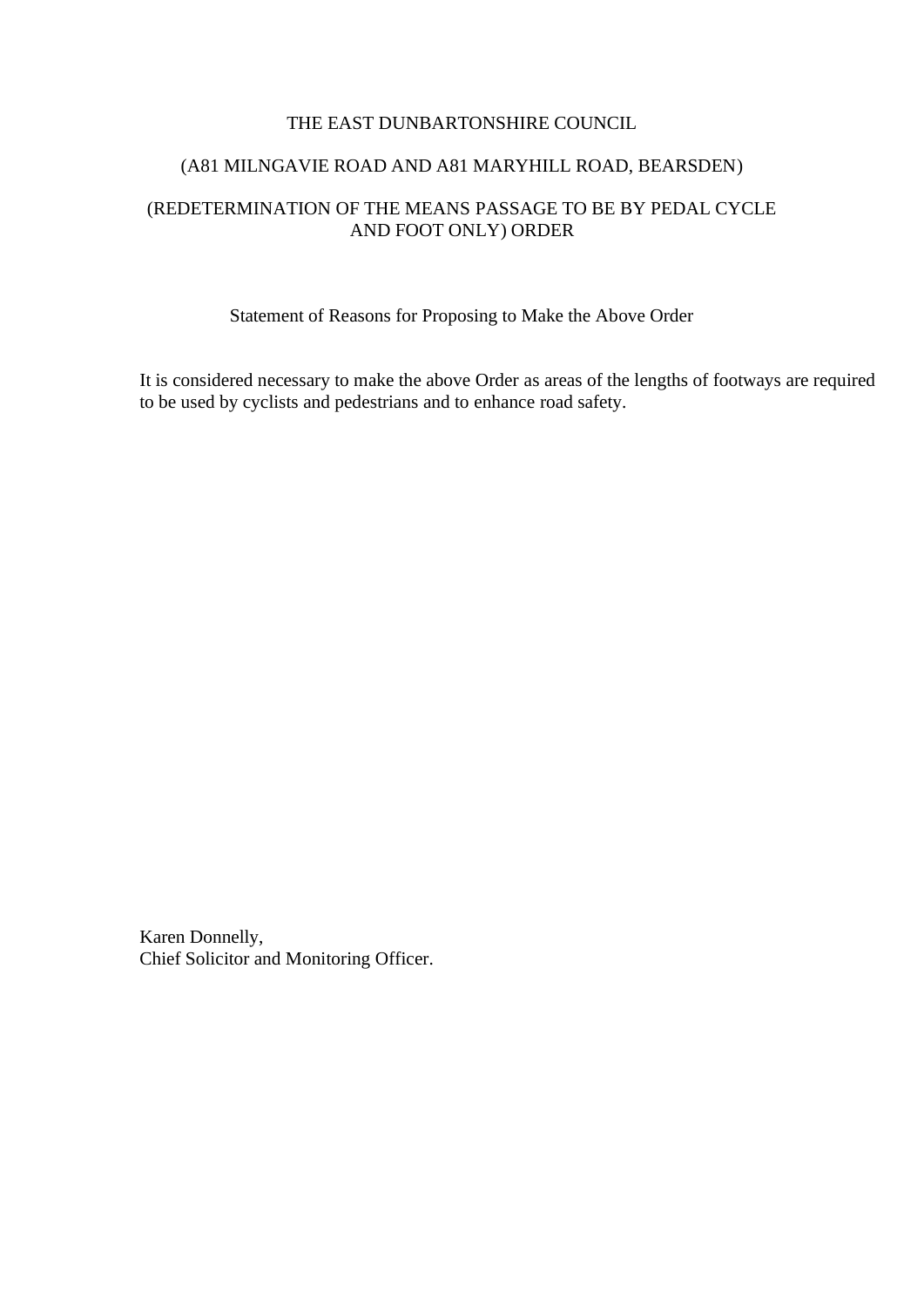THE EAST DUNBARTONSHIRE COUNCIL

(A81 MILNGAVIE ROAD AND A81 MARYHILL ROAD, BEARSDEN)

(REDETERMINATION OF THE MEANS PASSAGE TO BE BY PEDAL CYCLE AND FOOT ONLY) ORDER

Statement of Reasons for Proposing to Make the Above Order

It is considered necessary to make the above Order as areas of the lengths of footways are required to be used by cyclists and pedestrians and to enhance road safety.

Karen Donnelly,
Chief Solicitor and Monitoring Officer.